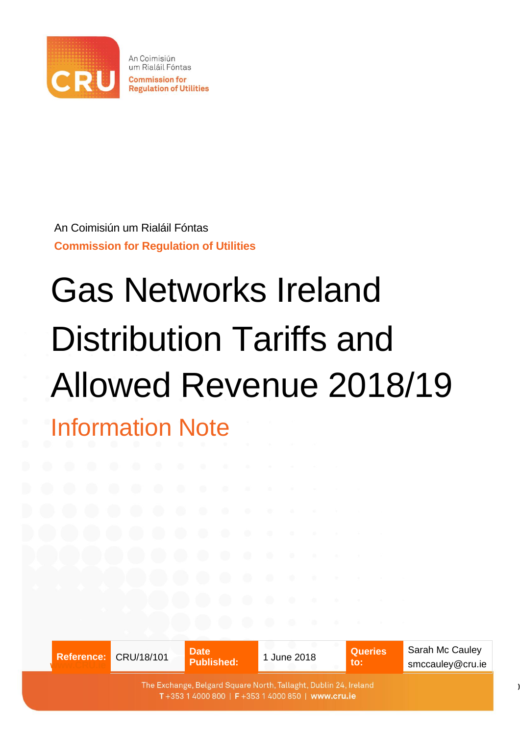An Coimisiún um Rialáil Fóntas

Commission for Regulation of Utilities

An Coimisiún um Rialáil Fóntas

**Commission for Regulation of Utilities**

# Gas Networks Ireland Distribution Tariffs and Allowed Revenue 2018/19

## Information Note

| **Reference:** | CRU/18/101 | **Date Published:** | 1 June 2018 | **Queries to:** | Sarah Mc Cauley smccauley@cru.ie |
|---|---|---|---|---|---|

The Exchange, Belgard Square North, Tallaght, Dublin 24, Ireland
**T** +353 1 4000 800 | **F** +353 1 4000 850 | **www.cru.ie**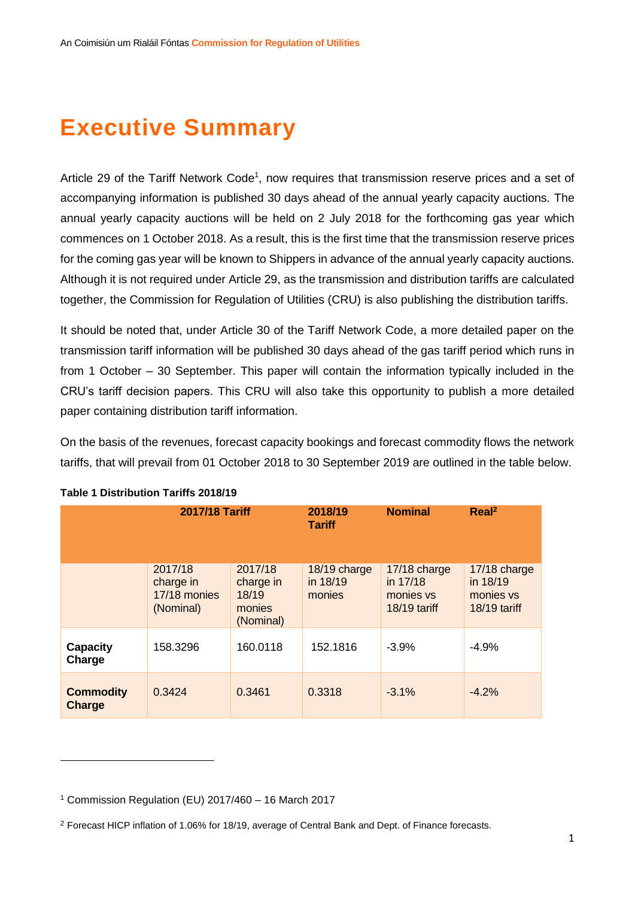# Executive Summary

Article 29 of the Tariff Network Code[1], now requires that transmission reserve prices and a set of accompanying information is published 30 days ahead of the annual yearly capacity auctions. The annual yearly capacity auctions will be held on 2 July 2018 for the forthcoming gas year which commences on 1 October 2018. As a result, this is the first time that the transmission reserve prices for the coming gas year will be known to Shippers in advance of the annual yearly capacity auctions. Although it is not required under Article 29, as the transmission and distribution tariffs are calculated together, the Commission for Regulation of Utilities (CRU) is also publishing the distribution tariffs.

It should be noted that, under Article 30 of the Tariff Network Code, a more detailed paper on the transmission tariff information will be published 30 days ahead of the gas tariff period which runs in from 1 October – 30 September. This paper will contain the information typically included in the CRU's tariff decision papers. This CRU will also take this opportunity to publish a more detailed paper containing distribution tariff information.

On the basis of the revenues, forecast capacity bookings and forecast commodity flows the network tariffs, that will prevail from 01 October 2018 to 30 September 2019 are outlined in the table below.

**Table 1 Distribution Tariffs 2018/19**

| | **2017/18 Tariff** | | **2018/19 Tariff** | **Nominal** | **Real[2]** |
|---|---|---|---|---|---|
| | 2017/18 charge in 17/18 monies (Nominal) | 2017/18 charge in 18/19 monies (Nominal) | 18/19 charge in 18/19 monies | 17/18 charge in 17/18 monies vs 18/19 tariff | 17/18 charge in 18/19 monies vs 18/19 tariff |
| **Capacity Charge** | 158.3296 | 160.0118 | 152.1816 | -3.9% | -4.9% |
| **Commodity Charge** | 0.3424 | 0.3461 | 0.3318 | -3.1% | -4.2% |

[1] Commission Regulation (EU) 2017/460 – 16 March 2017

[2] Forecast HICP inflation of 1.06% for 18/19, average of Central Bank and Dept. of Finance forecasts.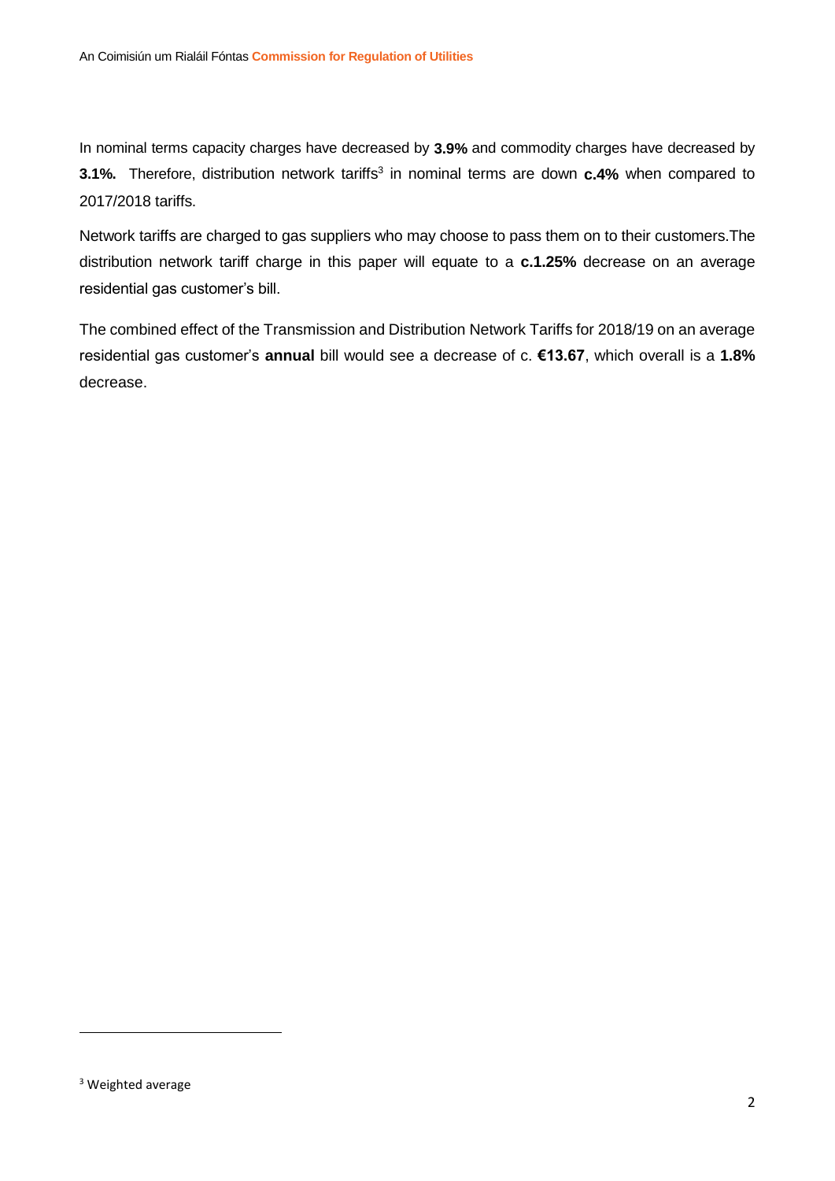In nominal terms capacity charges have decreased by **3.9%** and commodity charges have decreased by **3.1%.** Therefore, distribution network tariffs[3] in nominal terms are down **c.4%** when compared to 2017/2018 tariffs.

Network tariffs are charged to gas suppliers who may choose to pass them on to their customers.The distribution network tariff charge in this paper will equate to a **c.1.25%** decrease on an average residential gas customer's bill.

The combined effect of the Transmission and Distribution Network Tariffs for 2018/19 on an average residential gas customer's **annual** bill would see a decrease of c. **€13.67**, which overall is a **1.8%** decrease.

[3] Weighted average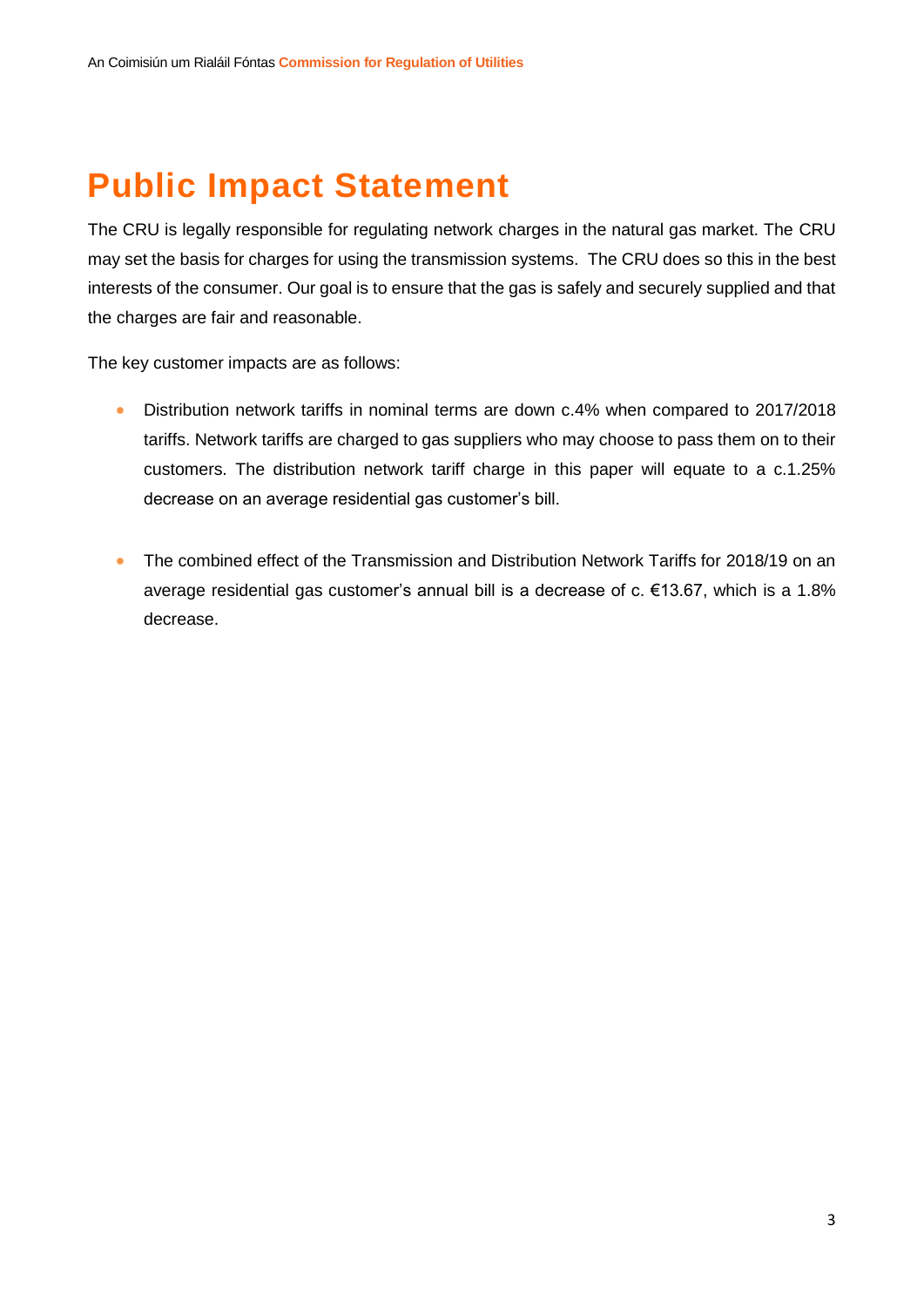# Public Impact Statement

The CRU is legally responsible for regulating network charges in the natural gas market. The CRU may set the basis for charges for using the transmission systems. The CRU does so this in the best interests of the consumer. Our goal is to ensure that the gas is safely and securely supplied and that the charges are fair and reasonable.

The key customer impacts are as follows:

- Distribution network tariffs in nominal terms are down c.4% when compared to 2017/2018 tariffs. Network tariffs are charged to gas suppliers who may choose to pass them on to their customers. The distribution network tariff charge in this paper will equate to a c.1.25% decrease on an average residential gas customer's bill.

- The combined effect of the Transmission and Distribution Network Tariffs for 2018/19 on an average residential gas customer's annual bill is a decrease of c. €13.67, which is a 1.8% decrease.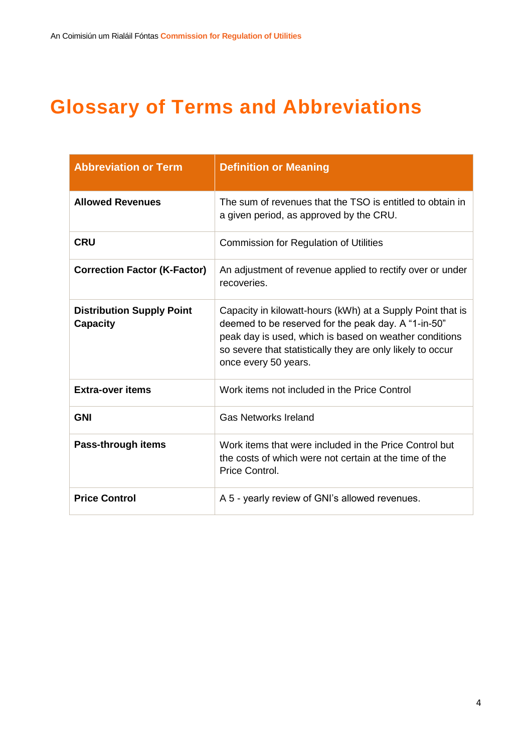# Glossary of Terms and Abbreviations

| Abbreviation or Term | Definition or Meaning |
|---|---|
| **Allowed Revenues** | The sum of revenues that the TSO is entitled to obtain in a given period, as approved by the CRU. |
| **CRU** | Commission for Regulation of Utilities |
| **Correction Factor (K-Factor)** | An adjustment of revenue applied to rectify over or under recoveries. |
| **Distribution Supply Point Capacity** | Capacity in kilowatt-hours (kWh) at a Supply Point that is deemed to be reserved for the peak day. A "1-in-50" peak day is used, which is based on weather conditions so severe that statistically they are only likely to occur once every 50 years. |
| **Extra-over items** | Work items not included in the Price Control |
| **GNI** | Gas Networks Ireland |
| **Pass-through items** | Work items that were included in the Price Control but the costs of which were not certain at the time of the Price Control. |
| **Price Control** | A 5 - yearly review of GNI's allowed revenues. |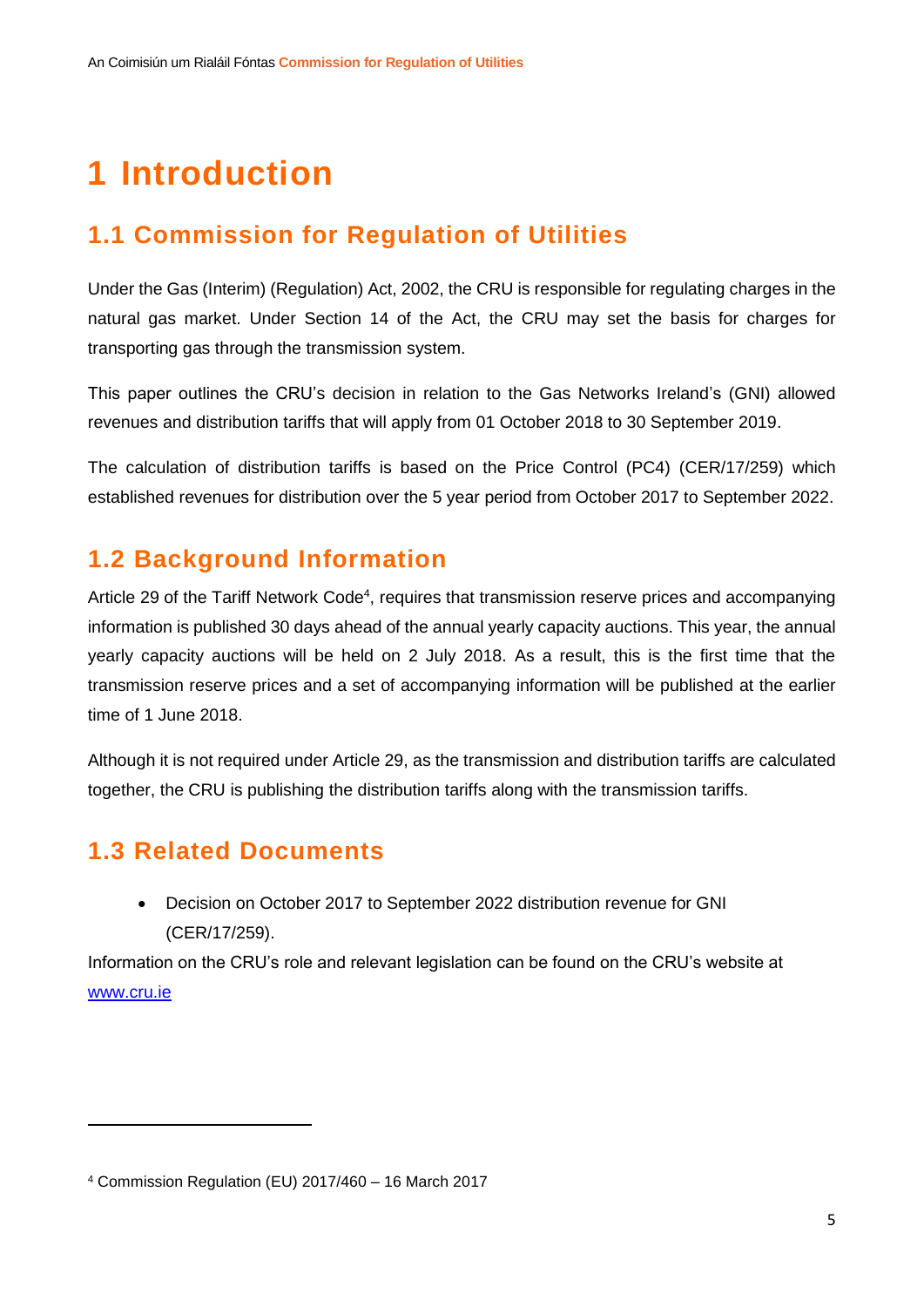# 1 Introduction

## 1.1 Commission for Regulation of Utilities

Under the Gas (Interim) (Regulation) Act, 2002, the CRU is responsible for regulating charges in the natural gas market. Under Section 14 of the Act, the CRU may set the basis for charges for transporting gas through the transmission system.

This paper outlines the CRU's decision in relation to the Gas Networks Ireland's (GNI) allowed revenues and distribution tariffs that will apply from 01 October 2018 to 30 September 2019.

The calculation of distribution tariffs is based on the Price Control (PC4) (CER/17/259) which established revenues for distribution over the 5 year period from October 2017 to September 2022.

## 1.2 Background Information

Article 29 of the Tariff Network Code[4], requires that transmission reserve prices and accompanying information is published 30 days ahead of the annual yearly capacity auctions. This year, the annual yearly capacity auctions will be held on 2 July 2018. As a result, this is the first time that the transmission reserve prices and a set of accompanying information will be published at the earlier time of 1 June 2018.

Although it is not required under Article 29, as the transmission and distribution tariffs are calculated together, the CRU is publishing the distribution tariffs along with the transmission tariffs.

## 1.3 Related Documents

- Decision on October 2017 to September 2022 distribution revenue for GNI (CER/17/259).

Information on the CRU's role and relevant legislation can be found on the CRU's website at [www.cru.ie](http://www.cru.ie)

[4] Commission Regulation (EU) 2017/460 – 16 March 2017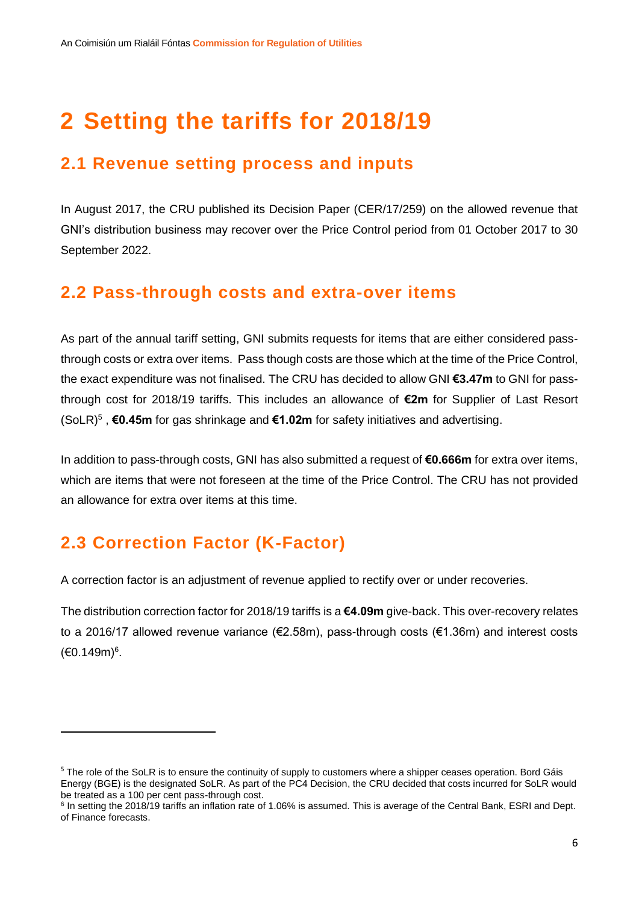# 2 Setting the tariffs for 2018/19

## 2.1 Revenue setting process and inputs

In August 2017, the CRU published its Decision Paper (CER/17/259) on the allowed revenue that GNI's distribution business may recover over the Price Control period from 01 October 2017 to 30 September 2022.

## 2.2 Pass-through costs and extra-over items

As part of the annual tariff setting, GNI submits requests for items that are either considered pass-through costs or extra over items. Pass though costs are those which at the time of the Price Control, the exact expenditure was not finalised. The CRU has decided to allow GNI **€3.47m** to GNI for pass-through cost for 2018/19 tariffs. This includes an allowance of **€2m** for Supplier of Last Resort (SoLR)[5] , **€0.45m** for gas shrinkage and **€1.02m** for safety initiatives and advertising.

In addition to pass-through costs, GNI has also submitted a request of **€0.666m** for extra over items, which are items that were not foreseen at the time of the Price Control. The CRU has not provided an allowance for extra over items at this time.

## 2.3 Correction Factor (K-Factor)

A correction factor is an adjustment of revenue applied to rectify over or under recoveries.

The distribution correction factor for 2018/19 tariffs is a **€4.09m** give-back. This over-recovery relates to a 2016/17 allowed revenue variance (€2.58m), pass-through costs (€1.36m) and interest costs (€0.149m)[6].

---

[5] The role of the SoLR is to ensure the continuity of supply to customers where a shipper ceases operation. Bord Gáis Energy (BGE) is the designated SoLR. As part of the PC4 Decision, the CRU decided that costs incurred for SoLR would be treated as a 100 per cent pass-through cost.

[6] In setting the 2018/19 tariffs an inflation rate of 1.06% is assumed. This is average of the Central Bank, ESRI and Dept. of Finance forecasts.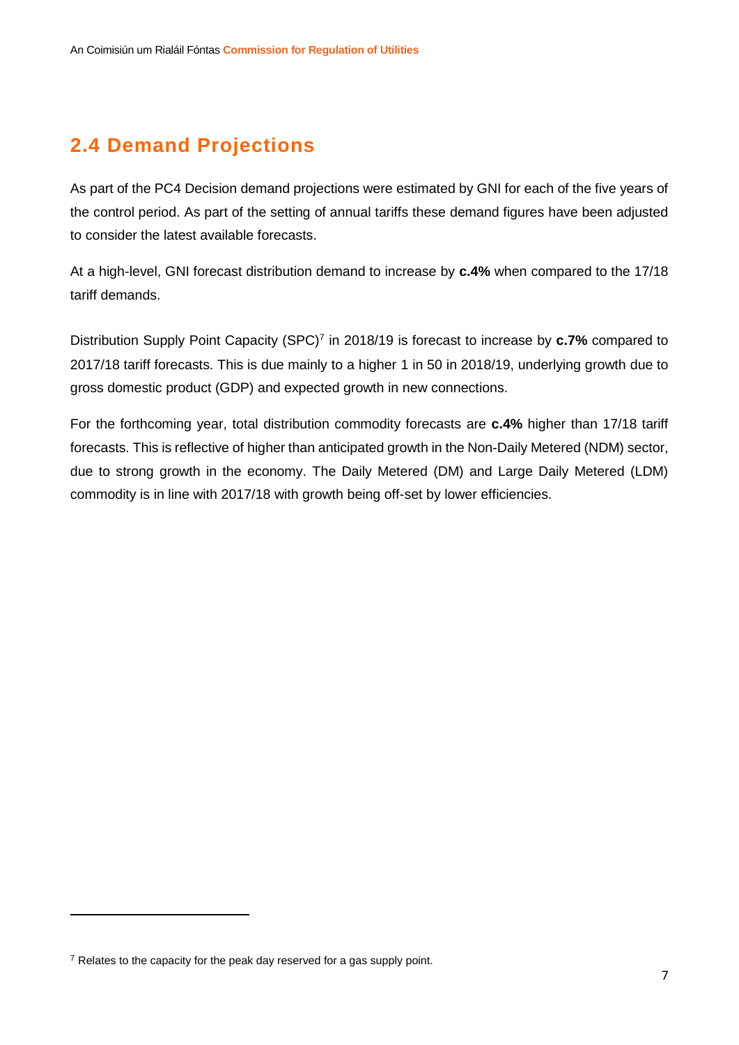## 2.4 Demand Projections

As part of the PC4 Decision demand projections were estimated by GNI for each of the five years of the control period. As part of the setting of annual tariffs these demand figures have been adjusted to consider the latest available forecasts.

At a high-level, GNI forecast distribution demand to increase by **c.4%** when compared to the 17/18 tariff demands.

Distribution Supply Point Capacity (SPC)[7] in 2018/19 is forecast to increase by **c.7%** compared to 2017/18 tariff forecasts. This is due mainly to a higher 1 in 50 in 2018/19, underlying growth due to gross domestic product (GDP) and expected growth in new connections.

For the forthcoming year, total distribution commodity forecasts are **c.4%** higher than 17/18 tariff forecasts. This is reflective of higher than anticipated growth in the Non-Daily Metered (NDM) sector, due to strong growth in the economy. The Daily Metered (DM) and Large Daily Metered (LDM) commodity is in line with 2017/18 with growth being off-set by lower efficiencies.

---

[7] Relates to the capacity for the peak day reserved for a gas supply point.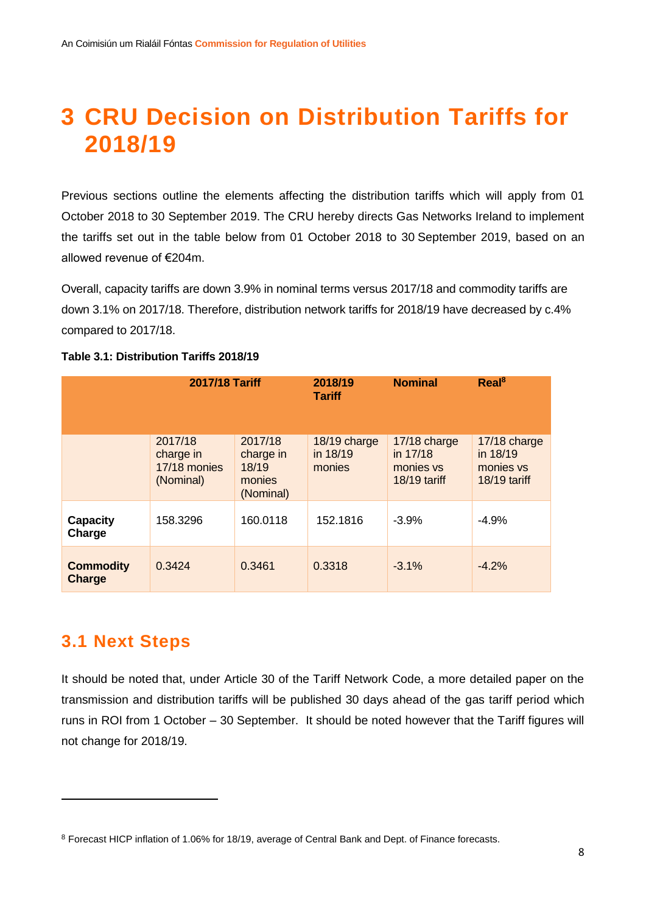# 3 CRU Decision on Distribution Tariffs for 2018/19

Previous sections outline the elements affecting the distribution tariffs which will apply from 01 October 2018 to 30 September 2019. The CRU hereby directs Gas Networks Ireland to implement the tariffs set out in the table below from 01 October 2018 to 30 September 2019, based on an allowed revenue of €204m.

Overall, capacity tariffs are down 3.9% in nominal terms versus 2017/18 and commodity tariffs are down 3.1% on 2017/18. Therefore, distribution network tariffs for 2018/19 have decreased by c.4% compared to 2017/18.

**Table 3.1: Distribution Tariffs 2018/19**

| | **2017/18 Tariff** | | **2018/19 Tariff** | **Nominal** | **Real[8]** |
|---|---|---|---|---|---|
| | 2017/18 charge in 17/18 monies (Nominal) | 2017/18 charge in 18/19 monies (Nominal) | 18/19 charge in 18/19 monies | 17/18 charge in 17/18 monies vs 18/19 tariff | 17/18 charge in 18/19 monies vs 18/19 tariff |
| **Capacity Charge** | 158.3296 | 160.0118 | 152.1816 | -3.9% | -4.9% |
| **Commodity Charge** | 0.3424 | 0.3461 | 0.3318 | -3.1% | -4.2% |

## 3.1 Next Steps

It should be noted that, under Article 30 of the Tariff Network Code, a more detailed paper on the transmission and distribution tariffs will be published 30 days ahead of the gas tariff period which runs in ROI from 1 October – 30 September. It should be noted however that the Tariff figures will not change for 2018/19.

---

[8] Forecast HICP inflation of 1.06% for 18/19, average of Central Bank and Dept. of Finance forecasts.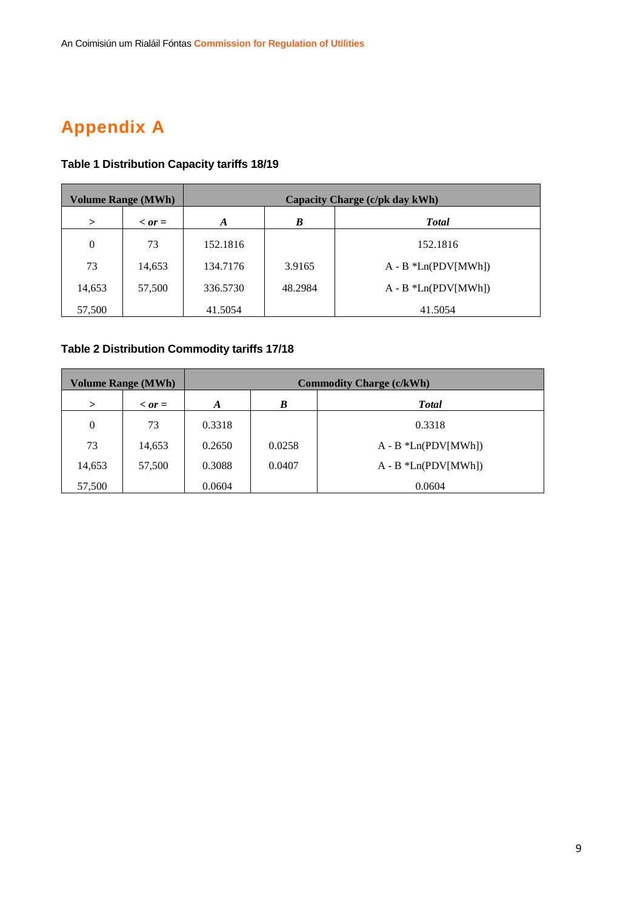# Appendix A

### Table 1 Distribution Capacity tariffs 18/19

| Volume Range (MWh) | | Capacity Charge (c/pk day kWh) | | |
|---|---|---|---|---|
| > | < or = | *A* | *B* | *Total* |
| 0 | 73 | 152.1816 | | 152.1816 |
| 73 | 14,653 | 134.7176 | 3.9165 | A - B *Ln(PDV[MWh]) |
| 14,653 | 57,500 | 336.5730 | 48.2984 | A - B *Ln(PDV[MWh]) |
| 57,500 | | 41.5054 | | 41.5054 |

### Table 2 Distribution Commodity tariffs 17/18

| Volume Range (MWh) | | Commodity Charge (c/kWh) | | |
|---|---|---|---|---|
| > | < or = | *A* | *B* | *Total* |
| 0 | 73 | 0.3318 | | 0.3318 |
| 73 | 14,653 | 0.2650 | 0.0258 | A - B *Ln(PDV[MWh]) |
| 14,653 | 57,500 | 0.3088 | 0.0407 | A - B *Ln(PDV[MWh]) |
| 57,500 | | 0.0604 | | 0.0604 |